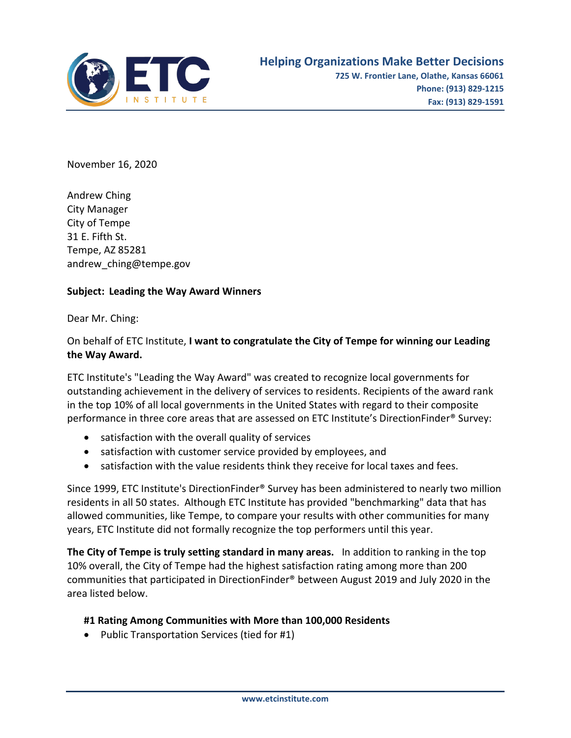**ETC INSTITUTE**

**Helping Organizations Make Better Decisions**
**725 W. Frontier Lane, Olathe, Kansas 66061**
**Phone: (913) 829-1215**
**Fax: (913) 829-1591**

November 16, 2020

Andrew Ching
City Manager
City of Tempe
31 E. Fifth St.
Tempe, AZ 85281
andrew_ching@tempe.gov

**Subject: Leading the Way Award Winners**

Dear Mr. Ching:

On behalf of ETC Institute, **I want to congratulate the City of Tempe for winning our Leading the Way Award.**

ETC Institute's "Leading the Way Award" was created to recognize local governments for outstanding achievement in the delivery of services to residents. Recipients of the award rank in the top 10% of all local governments in the United States with regard to their composite performance in three core areas that are assessed on ETC Institute's DirectionFinder® Survey:

- satisfaction with the overall quality of services
- satisfaction with customer service provided by employees, and
- satisfaction with the value residents think they receive for local taxes and fees.

Since 1999, ETC Institute's DirectionFinder® Survey has been administered to nearly two million residents in all 50 states. Although ETC Institute has provided "benchmarking" data that has allowed communities, like Tempe, to compare your results with other communities for many years, ETC Institute did not formally recognize the top performers until this year.

**The City of Tempe is truly setting standard in many areas.** In addition to ranking in the top 10% overall, the City of Tempe had the highest satisfaction rating among more than 200 communities that participated in DirectionFinder® between August 2019 and July 2020 in the area listed below.

**#1 Rating Among Communities with More than 100,000 Residents**

- Public Transportation Services (tied for #1)

www.etcinstitute.com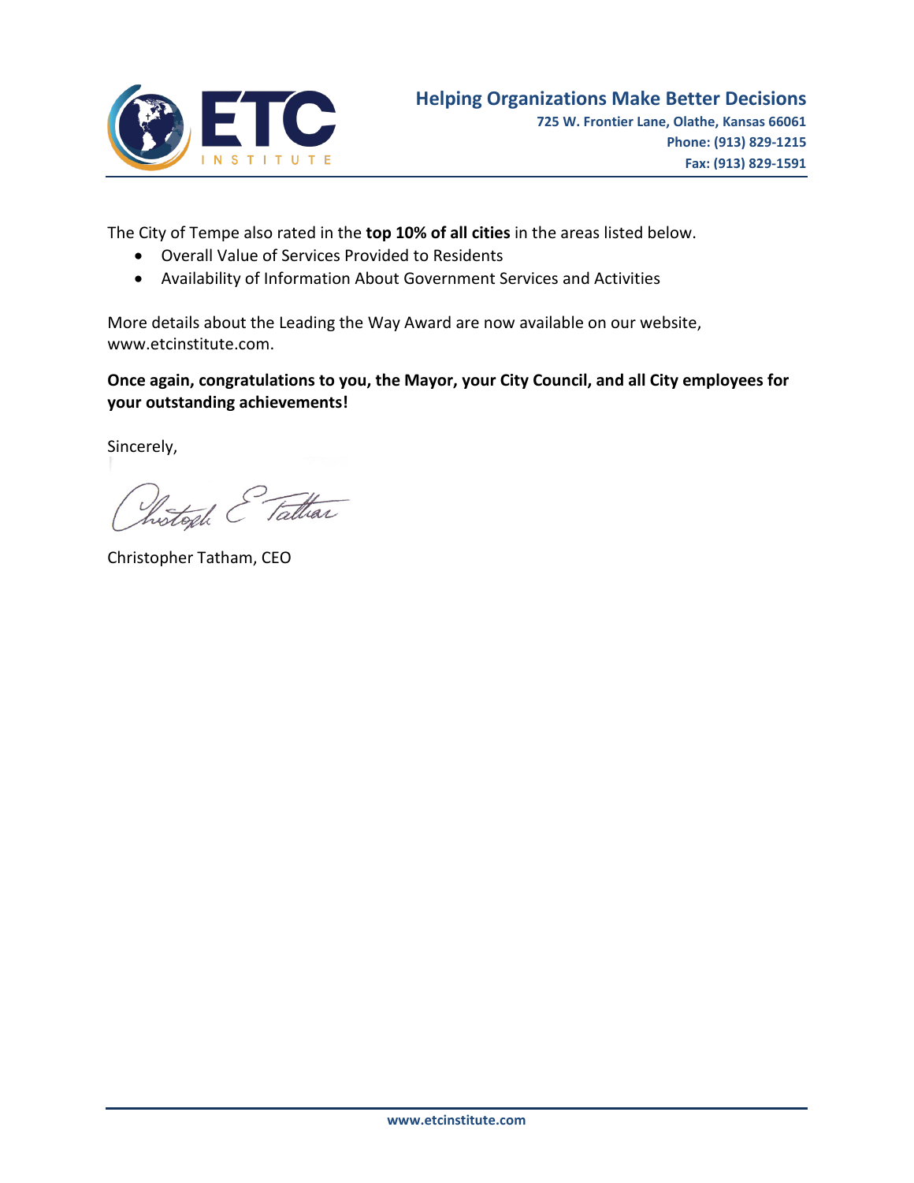The City of Tempe also rated in the **top 10% of all cities** in the areas listed below.

- Overall Value of Services Provided to Residents
- Availability of Information About Government Services and Activities

More details about the Leading the Way Award are now available on our website, www.etcinstitute.com.

**Once again, congratulations to you, the Mayor, your City Council, and all City employees for your outstanding achievements!**

Sincerely,

Christopher Tatham, CEO